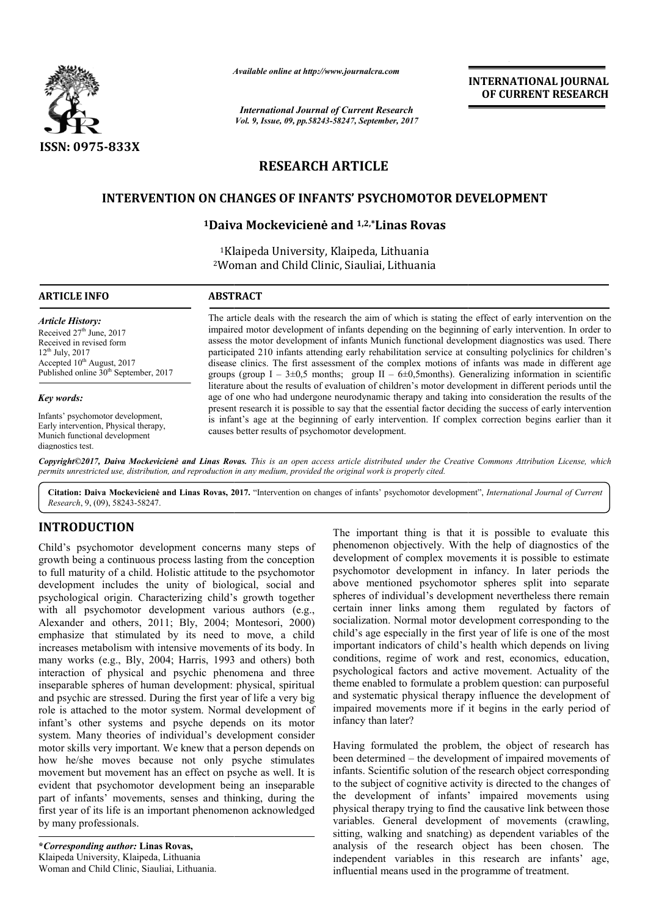ISSN: 0975-833X

*Available online at http://www.journalcra.com*

*International Journal of Current Research*

**INTERNATIONAL JOURNAL OF CURRENT RESEARCH**

# RESEARCH ARTICLE

## INTERVENTION ON CHANGES OF INFANTS' PSYCHOMOTOR DEVELOPMENT

**[1]Daiva Mockevicienė and [1,2,*]Linas Rovas**

[1]Klaipeda University, Klaipeda, Lithuania
[2]Woman and Child Clinic, Siauliai, Lithuania

### ARTICLE INFO

*Article History:*
Received 27th June, 2017
Received in revised form
12th July, 2017
Accepted 10th August, 2017
Published online 30th September, 2017

*Key words:*

Infants' psychomotor development, Early intervention, Physical therapy, Munich functional development diagnostics test.

### ABSTRACT

The article deals with the research the aim of which is stating the effect of early intervention on the impaired motor development of infants depending on the beginning of early intervention. In order to assess the motor development of infants Munich functional development diagnostics was used. There participated 210 infants attending early rehabilitation service at consulting polyclinics for children's disease clinics. The first assessment of the complex motions of infants was made in different age groups (group I – 3±0,5 months; group II – 6±0,5months). Generalizing information in scientific literature about the results of evaluation of children's motor development in different periods until the age of one who had undergone neurodynamic therapy and taking into consideration the results of the present research it is possible to say that the essential factor deciding the success of early intervention is infant's age at the beginning of early intervention. If complex correction begins earlier than it causes better results of psychomotor development.

*Copyright©2017, Daiva Mockevicienė and Linas Rovas. This is an open access article distributed under the Creative Commons Attribution License, which permits unrestricted use, distribution, and reproduction in any medium, provided the original work is properly cited.*

**Citation: Daiva Mockevicienė and Linas Rovas, 2017.** "Intervention on changes of infants' psychomotor development", *International Journal of Current Research*, 9, (09), 58243-58247.

## INTRODUCTION

Child's psychomotor development concerns many steps of growth being a continuous process lasting from the conception to full maturity of a child. Holistic attitude to the psychomotor development includes the unity of biological, social and psychological origin. Characterizing child's growth together with all psychomotor development various authors (e.g., Alexander and others, 2011; Bly, 2004; Montesori, 2000) emphasize that stimulated by its need to move, a child increases metabolism with intensive movements of its body. In many works (e.g., Bly, 2004; Harris, 1993 and others) both interaction of physical and psychic phenomena and three inseparable spheres of human development: physical, spiritual and psychic are stressed. During the first year of life a very big role is attached to the motor system. Normal development of infant's other systems and psyche depends on its motor system. Many theories of individual's development consider motor skills very important. We knew that a person depends on how he/she moves because not only psyche stimulates movement but movement has an effect on psyche as well. It is evident that psychomotor development being an inseparable part of infants' movements, senses and thinking, during the first year of its life is an important phenomenon acknowledged by many professionals.

The important thing is that it is possible to evaluate this phenomenon objectively. With the help of diagnostics of the development of complex movements it is possible to estimate psychomotor development in infancy. In later periods the above mentioned psychomotor spheres split into separate spheres of individual's development nevertheless there remain certain inner links among them regulated by factors of socialization. Normal motor development corresponding to the child's age especially in the first year of life is one of the most important indicators of child's health which depends on living conditions, regime of work and rest, economics, education, psychological factors and active movement. Actuality of the theme enabled to formulate a problem question: can purposeful and systematic physical therapy influence the development of impaired movements more if it begins in the early period of infancy than later?

Having formulated the problem, the object of research has been determined – the development of impaired movements of infants. Scientific solution of the research object corresponding to the subject of cognitive activity is directed to the changes of the development of infants' impaired movements using physical therapy trying to find the causative link between those variables. General development of movements (crawling, sitting, walking and snatching) as dependent variables of the analysis of the research object has been chosen. The independent variables in this research are infants' age, influential means used in the programme of treatment.

**\*Corresponding author: Linas Rovas,**
Klaipeda University, Klaipeda, Lithuania
Woman and Child Clinic, Siauliai, Lithuania.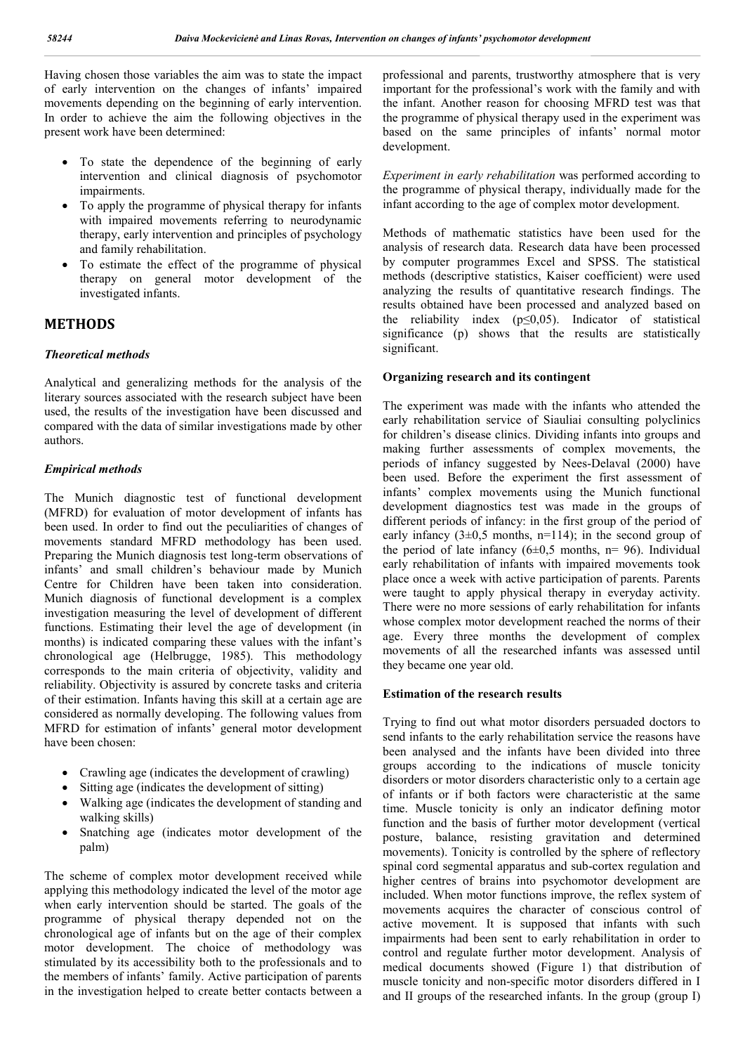Having chosen those variables the aim was to state the impact of early intervention on the changes of infants' impaired movements depending on the beginning of early intervention. In order to achieve the aim the following objectives in the present work have been determined:

- To state the dependence of the beginning of early intervention and clinical diagnosis of psychomotor impairments.
- To apply the programme of physical therapy for infants with impaired movements referring to neurodynamic therapy, early intervention and principles of psychology and family rehabilitation.
- To estimate the effect of the programme of physical therapy on general motor development of the investigated infants.

## METHODS

### *Theoretical methods*

Analytical and generalizing methods for the analysis of the literary sources associated with the research subject have been used, the results of the investigation have been discussed and compared with the data of similar investigations made by other authors.

### *Empirical methods*

The Munich diagnostic test of functional development (MFRD) for evaluation of motor development of infants has been used. In order to find out the peculiarities of changes of movements standard MFRD methodology has been used. Preparing the Munich diagnosis test long-term observations of infants' and small children's behaviour made by Munich Centre for Children have been taken into consideration. Munich diagnosis of functional development is a complex investigation measuring the level of development of different functions. Estimating their level the age of development (in months) is indicated comparing these values with the infant's chronological age (Helbrugge, 1985). This methodology corresponds to the main criteria of objectivity, validity and reliability. Objectivity is assured by concrete tasks and criteria of their estimation. Infants having this skill at a certain age are considered as normally developing. The following values from MFRD for estimation of infants' general motor development have been chosen:

- Crawling age (indicates the development of crawling)
- Sitting age (indicates the development of sitting)
- Walking age (indicates the development of standing and walking skills)
- Snatching age (indicates motor development of the palm)

The scheme of complex motor development received while applying this methodology indicated the level of the motor age when early intervention should be started. The goals of the programme of physical therapy depended not on the chronological age of infants but on the age of their complex motor development. The choice of methodology was stimulated by its accessibility both to the professionals and to the members of infants' family. Active participation of parents in the investigation helped to create better contacts between a professional and parents, trustworthy atmosphere that is very important for the professional's work with the family and with the infant. Another reason for choosing MFRD test was that the programme of physical therapy used in the experiment was based on the same principles of infants' normal motor development.

*Experiment in early rehabilitation* was performed according to the programme of physical therapy, individually made for the infant according to the age of complex motor development.

Methods of mathematic statistics have been used for the analysis of research data. Research data have been processed by computer programmes Excel and SPSS. The statistical methods (descriptive statistics, Kaiser coefficient) were used analyzing the results of quantitative research findings. The results obtained have been processed and analyzed based on the reliability index ($p \leq 0,05$). Indicator of statistical significance (p) shows that the results are statistically significant.

### Organizing research and its contingent

The experiment was made with the infants who attended the early rehabilitation service of Siauliai consulting polyclinics for children's disease clinics. Dividing infants into groups and making further assessments of complex movements, the periods of infancy suggested by Nees-Delaval (2000) have been used. Before the experiment the first assessment of infants' complex movements using the Munich functional development diagnostics test was made in the groups of different periods of infancy: in the first group of the period of early infancy ($3\pm0,5$ months, n=114); in the second group of the period of late infancy ($6\pm0,5$ months, n= 96). Individual early rehabilitation of infants with impaired movements took place once a week with active participation of parents. Parents were taught to apply physical therapy in everyday activity. There were no more sessions of early rehabilitation for infants whose complex motor development reached the norms of their age. Every three months the development of complex movements of all the researched infants was assessed until they became one year old.

### Estimation of the research results

Trying to find out what motor disorders persuaded doctors to send infants to the early rehabilitation service the reasons have been analysed and the infants have been divided into three groups according to the indications of muscle tonicity disorders or motor disorders characteristic only to a certain age of infants or if both factors were characteristic at the same time. Muscle tonicity is only an indicator defining motor function and the basis of further motor development (vertical posture, balance, resisting gravitation and determined movements). Tonicity is controlled by the sphere of reflectory spinal cord segmental apparatus and sub-cortex regulation and higher centres of brains into psychomotor development are included. When motor functions improve, the reflex system of movements acquires the character of conscious control of active movement. It is supposed that infants with such impairments had been sent to early rehabilitation in order to control and regulate further motor development. Analysis of medical documents showed (Figure 1) that distribution of muscle tonicity and non-specific motor disorders differed in I and II groups of the researched infants. In the group (group I)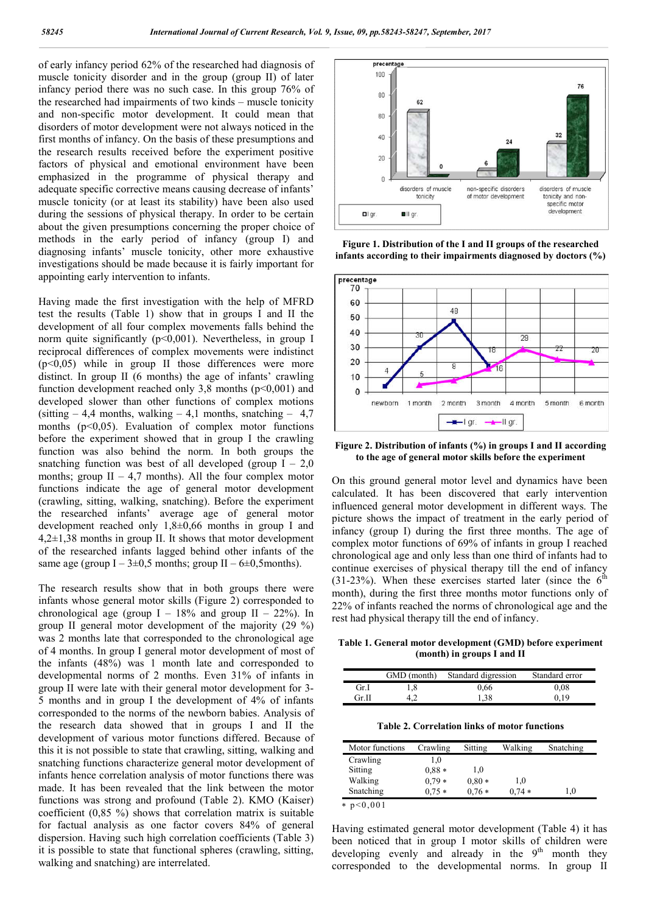of early infancy period 62% of the researched had diagnosis of muscle tonicity disorder and in the group (group II) of later infancy period there was no such case. In this group 76% of the researched had impairments of two kinds – muscle tonicity and non-specific motor development. It could mean that disorders of motor development were not always noticed in the first months of infancy. On the basis of these presumptions and the research results received before the experiment positive factors of physical and emotional environment have been emphasized in the programme of physical therapy and adequate specific corrective means causing decrease of infants' muscle tonicity (or at least its stability) have been also used during the sessions of physical therapy. In order to be certain about the given presumptions concerning the proper choice of methods in the early period of infancy (group I) and diagnosing infants' muscle tonicity, other more exhaustive investigations should be made because it is fairly important for appointing early intervention to infants.

Having made the first investigation with the help of MFRD test the results (Table 1) show that in groups I and II the development of all four complex movements falls behind the norm quite significantly ($p<0,001$). Nevertheless, in group I reciprocal differences of complex movements were indistinct ($p<0,05$) while in group II those differences were more distinct. In group II (6 months) the age of infants' crawling function development reached only 3,8 months ($p<0,001$) and developed slower than other functions of complex motions (sitting – 4,4 months, walking – 4,1 months, snatching – 4,7 months ($p<0,05$). Evaluation of complex motor functions before the experiment showed that in group I the crawling function was also behind the norm. In both groups the snatching function was best of all developed (group I – 2,0 months; group II – 4,7 months). All the four complex motor functions indicate the age of general motor development (crawling, sitting, walking, snatching). Before the experiment the researched infants' average age of general motor development reached only 1,8±0,66 months in group I and 4,2±1,38 months in group II. It shows that motor development of the researched infants lagged behind other infants of the same age (group I – 3±0,5 months; group II – 6±0,5months).

The research results show that in both groups there were infants whose general motor skills (Figure 2) corresponded to chronological age (group I – 18% and group II – 22%). In group II general motor development of the majority (29 %) was 2 months late that corresponded to the chronological age of 4 months. In group I general motor development of most of the infants (48%) was 1 month late and corresponded to developmental norms of 2 months. Even 31% of infants in group II were late with their general motor development for 3-5 months and in group I the development of 4% of infants corresponded to the norms of the newborn babies. Analysis of the research data showed that in groups I and II the development of various motor functions differed. Because of this it is not possible to state that crawling, sitting, walking and snatching functions characterize general motor development of infants hence correlation analysis of motor functions there was made. It has been revealed that the link between the motor functions was strong and profound (Table 2). KMO (Kaiser) coefficient (0,85 %) shows that correlation matrix is suitable for factual analysis as one factor covers 84% of general dispersion. Having such high correlation coefficients (Table 3) it is possible to state that functional spheres (crawling, sitting, walking and snatching) are interrelated.

precentage
100
80
60
40
20
0
62
0
6
24
32
76
disorders of muscle tonicity
non-specific disorders of motor development
disorders of muscle tonicity and non-specific motor development
I gr.
II gr.

**Figure 1. Distribution of the I and II groups of the researched infants according to their impairments diagnosed by doctors (%)**

precentage
70
60
50
40
30
20
10
0
4
30
48
18
5
8
16
29
22
20
newborn
1 month
2 month
3 month
4 month
5 month
6 month
I gr.
II gr.

**Figure 2. Distribution of infants (%) in groups I and II according to the age of general motor skills before the experiment**

On this ground general motor level and dynamics have been calculated. It has been discovered that early intervention influenced general motor development in different ways. The picture shows the impact of treatment in the early period of infancy (group I) during the first three months. The age of complex motor functions of 69% of infants in group I reached chronological age and only less than one third of infants had to continue exercises of physical therapy till the end of infancy (31-23%). When these exercises started later (since the 6th month), during the first three months motor functions only of 22% of infants reached the norms of chronological age and the rest had physical therapy till the end of infancy.

**Table 1. General motor development (GMD) before experiment (month) in groups I and II**

| | GMD (month) | Standard digression | Standard error |
|---|---|---|---|
| Gr.I | 1,8 | 0,66 | 0,08 |
| Gr.II | 4,2 | 1,38 | 0,19 |

**Table 2. Correlation links of motor functions**

| Motor functions | Crawling | Sitting | Walking | Snatching |
|---|---|---|---|---|
| Crawling | 1,0 | | | |
| Sitting | 0,88 * | 1,0 | | |
| Walking | 0,79 * | 0,80 * | 1,0 | |
| Snatching | 0,75 * | 0,76 * | 0,74 * | 1,0 |

* $p<0,001$

Having estimated general motor development (Table 4) it has been noticed that in group I motor skills of children were developing evenly and already in the 9th month they corresponded to the developmental norms. In group II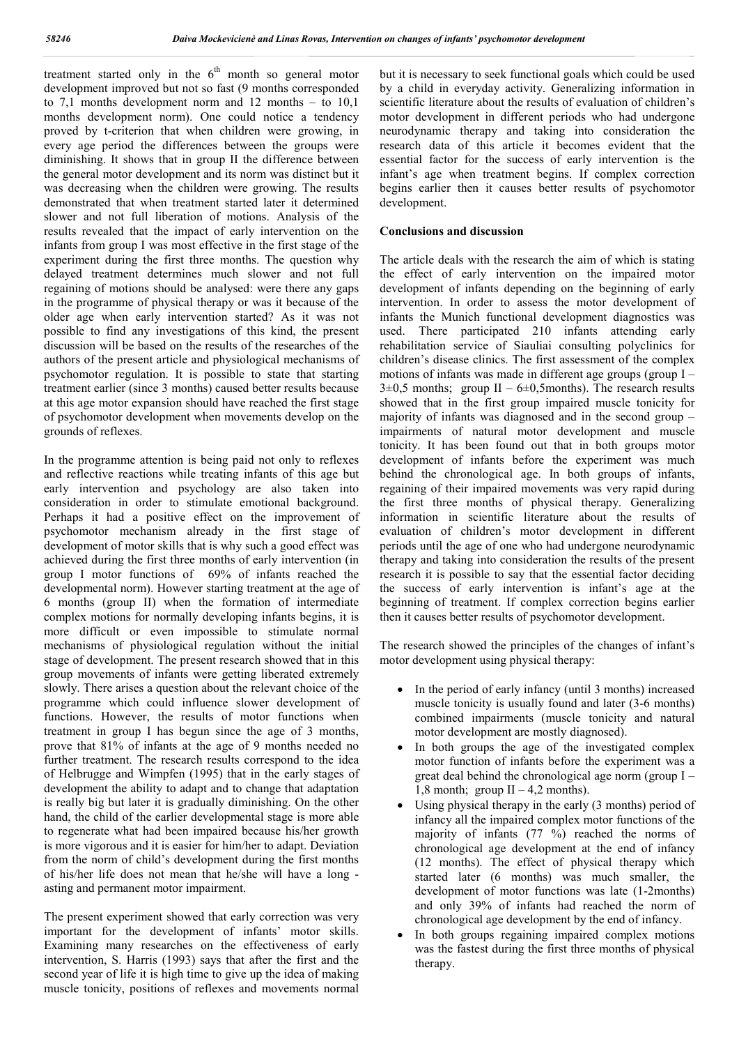treatment started only in the 6th month so general motor development improved but not so fast (9 months corresponded to 7,1 months development norm and 12 months – to 10,1 months development norm). One could notice a tendency proved by t-criterion that when children were growing, in every age period the differences between the groups were diminishing. It shows that in group II the difference between the general motor development and its norm was distinct but it was decreasing when the children were growing. The results demonstrated that when treatment started later it determined slower and not full liberation of motions. Analysis of the results revealed that the impact of early intervention on the infants from group I was most effective in the first stage of the experiment during the first three months. The question why delayed treatment determines much slower and not full regaining of motions should be analysed: were there any gaps in the programme of physical therapy or was it because of the older age when early intervention started? As it was not possible to find any investigations of this kind, the present discussion will be based on the results of the researches of the authors of the present article and physiological mechanisms of psychomotor regulation. It is possible to state that starting treatment earlier (since 3 months) caused better results because at this age motor expansion should have reached the first stage of psychomotor development when movements develop on the grounds of reflexes.

In the programme attention is being paid not only to reflexes and reflective reactions while treating infants of this age but early intervention and psychology are also taken into consideration in order to stimulate emotional background. Perhaps it had a positive effect on the improvement of psychomotor mechanism already in the first stage of development of motor skills that is why such a good effect was achieved during the first three months of early intervention (in group I motor functions of 69% of infants reached the developmental norm). However starting treatment at the age of 6 months (group II) when the formation of intermediate complex motions for normally developing infants begins, it is more difficult or even impossible to stimulate normal mechanisms of physiological regulation without the initial stage of development. The present research showed that in this group movements of infants were getting liberated extremely slowly. There arises a question about the relevant choice of the programme which could influence slower development of functions. However, the results of motor functions when treatment in group I has begun since the age of 3 months, prove that 81% of infants at the age of 9 months needed no further treatment. The research results correspond to the idea of Helbrugge and Wimpfen (1995) that in the early stages of development the ability to adapt and to change that adaptation is really big but later it is gradually diminishing. On the other hand, the child of the earlier developmental stage is more able to regenerate what had been impaired because his/her growth is more vigorous and it is easier for him/her to adapt. Deviation from the norm of child's development during the first months of his/her life does not mean that he/she will have a long - asting and permanent motor impairment.

The present experiment showed that early correction was very important for the development of infants' motor skills. Examining many researches on the effectiveness of early intervention, S. Harris (1993) says that after the first and the second year of life it is high time to give up the idea of making muscle tonicity, positions of reflexes and movements normal but it is necessary to seek functional goals which could be used by a child in everyday activity. Generalizing information in scientific literature about the results of evaluation of children's motor development in different periods who had undergone neurodynamic therapy and taking into consideration the research data of this article it becomes evident that the essential factor for the success of early intervention is the infant's age when treatment begins. If complex correction begins earlier then it causes better results of psychomotor development.

## Conclusions and discussion

The article deals with the research the aim of which is stating the effect of early intervention on the impaired motor development of infants depending on the beginning of early intervention. In order to assess the motor development of infants the Munich functional development diagnostics was used. There participated 210 infants attending early rehabilitation service of Siauliai consulting polyclinics for children's disease clinics. The first assessment of the complex motions of infants was made in different age groups (group I – 3±0,5 months; group II – 6±0,5months). The research results showed that in the first group impaired muscle tonicity for majority of infants was diagnosed and in the second group – impairments of natural motor development and muscle tonicity. It has been found out that in both groups motor development of infants before the experiment was much behind the chronological age. In both groups of infants, regaining of their impaired movements was very rapid during the first three months of physical therapy. Generalizing information in scientific literature about the results of evaluation of children's motor development in different periods until the age of one who had undergone neurodynamic therapy and taking into consideration the results of the present research it is possible to say that the essential factor deciding the success of early intervention is infant's age at the beginning of treatment. If complex correction begins earlier then it causes better results of psychomotor development.

The research showed the principles of the changes of infant's motor development using physical therapy:

- In the period of early infancy (until 3 months) increased muscle tonicity is usually found and later (3-6 months) combined impairments (muscle tonicity and natural motor development are mostly diagnosed).
- In both groups the age of the investigated complex motor function of infants before the experiment was a great deal behind the chronological age norm (group I – 1,8 month; group II – 4,2 months).
- Using physical therapy in the early (3 months) period of infancy all the impaired complex motor functions of the majority of infants (77 %) reached the norms of chronological age development at the end of infancy (12 months). The effect of physical therapy which started later (6 months) was much smaller, the development of motor functions was late (1-2months) and only 39% of infants had reached the norm of chronological age development by the end of infancy.
- In both groups regaining impaired complex motions was the fastest during the first three months of physical therapy.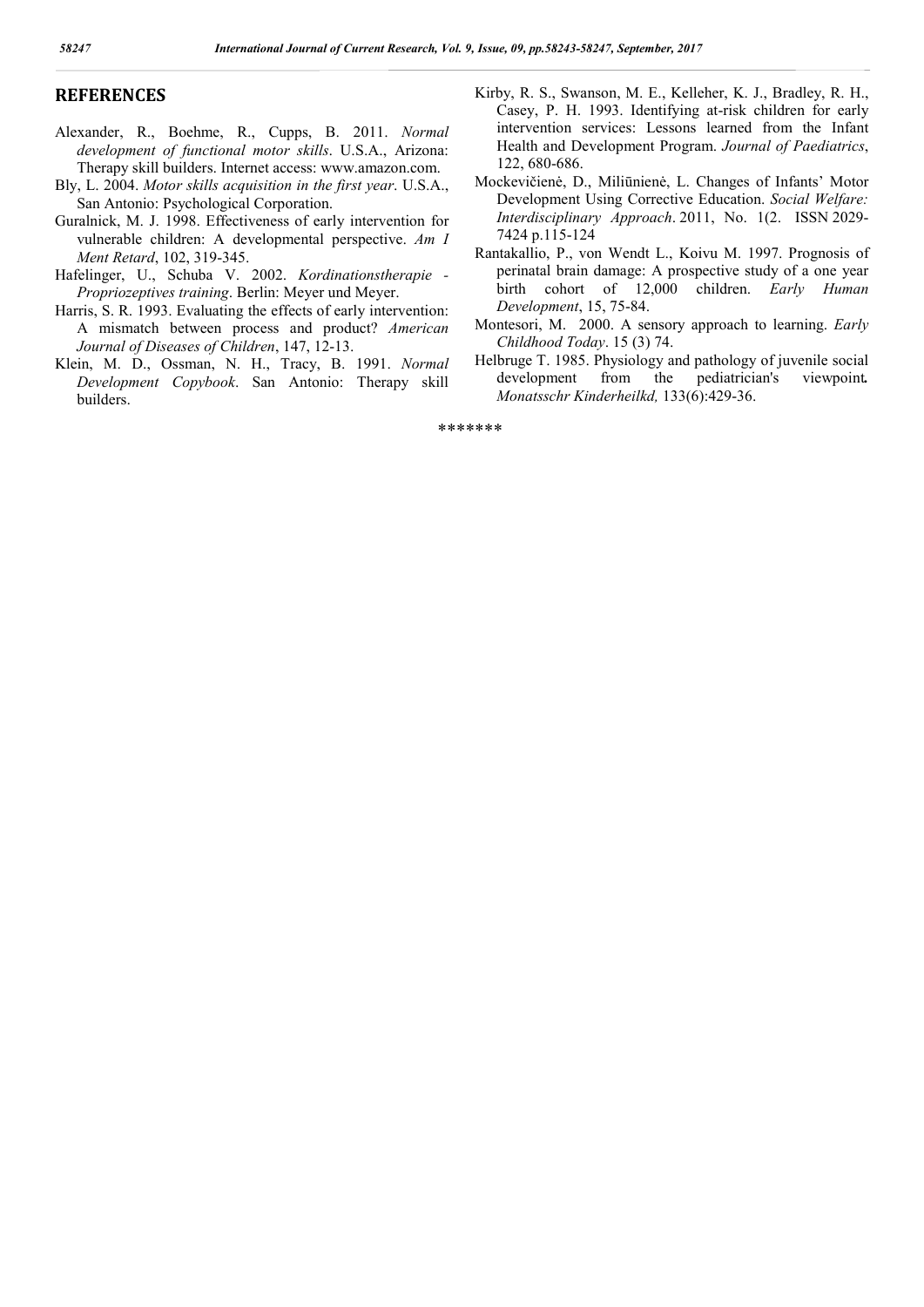## REFERENCES

Alexander, R., Boehme, R., Cupps, B. 2011. *Normal development of functional motor skills*. U.S.A., Arizona: Therapy skill builders. Internet access: www.amazon.com.

Bly, L. 2004. *Motor skills acquisition in the first year*. U.S.A., San Antonio: Psychological Corporation.

Guralnick, M. J. 1998. Effectiveness of early intervention for vulnerable children: A developmental perspective. *Am I Ment Retard*, 102, 319-345.

Hafelinger, U., Schuba V. 2002. *Kordinationstherapie - Propriozeptives training*. Berlin: Meyer und Meyer.

Harris, S. R. 1993. Evaluating the effects of early intervention: A mismatch between process and product? *American Journal of Diseases of Children*, 147, 12-13.

Klein, M. D., Ossman, N. H., Tracy, B. 1991. *Normal Development Copybook*. San Antonio: Therapy skill builders.

Kirby, R. S., Swanson, M. E., Kelleher, K. J., Bradley, R. H., Casey, P. H. 1993. Identifying at-risk children for early intervention services: Lessons learned from the Infant Health and Development Program. *Journal of Paediatrics*, 122, 680-686.

Mockevičienė, D., Miliūnienė, L. Changes of Infants' Motor Development Using Corrective Education. *Social Welfare: Interdisciplinary Approach*. 2011, No. 1(2. ISSN 2029-7424 p.115-124

Rantakallio, P., von Wendt L., Koivu M. 1997. Prognosis of perinatal brain damage: A prospective study of a one year birth cohort of 12,000 children. *Early Human Development*, 15, 75-84.

Montesori, M. 2000. A sensory approach to learning. *Early Childhood Today*. 15 (3) 74.

Helbruge T. 1985. Physiology and pathology of juvenile social development from the pediatrician's viewpoint. *Monatsschr Kinderheilkd,* 133(6):429-36.

*******